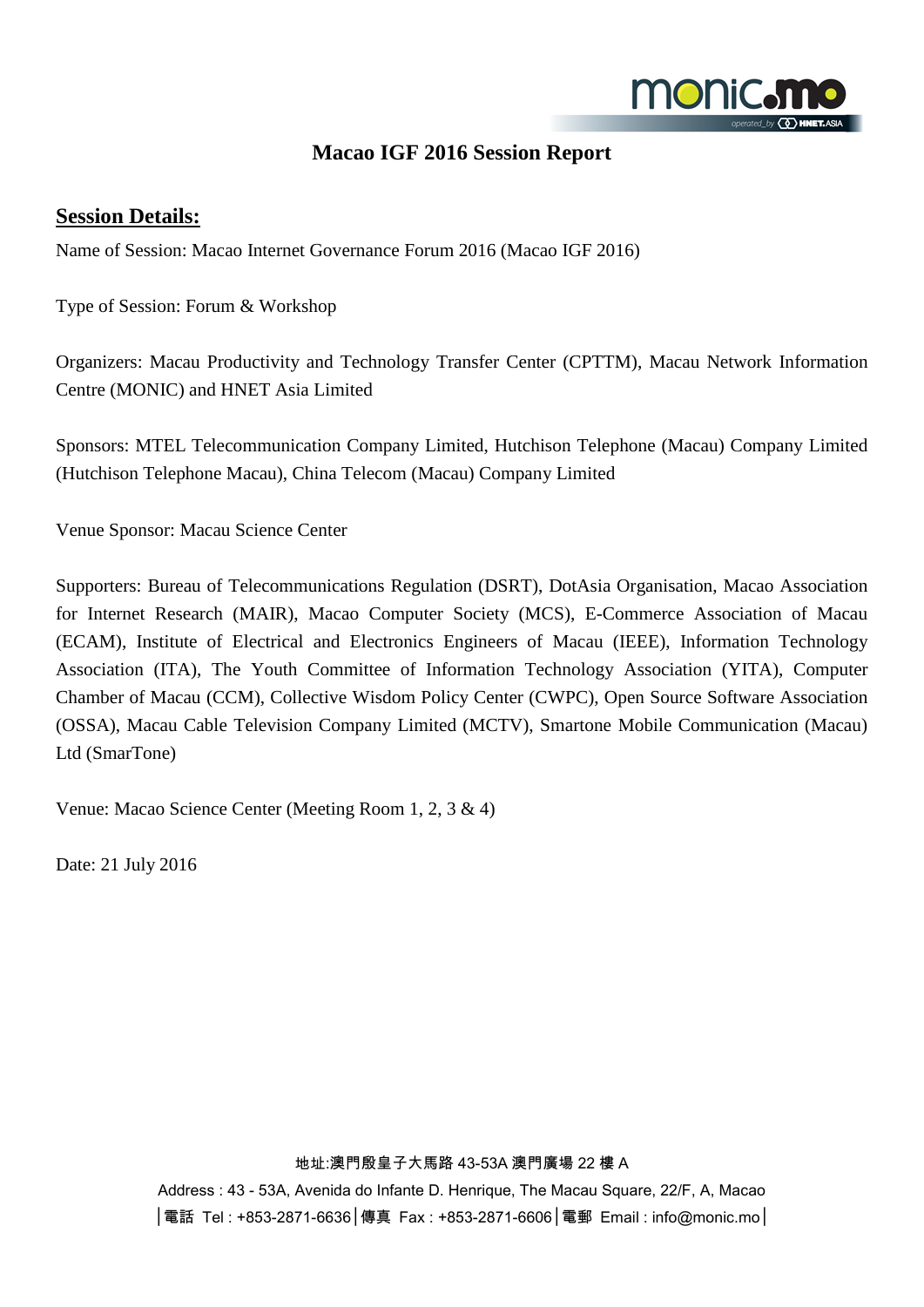# Macao IGF 2016 Session Report

## Session Details:

Name of Session: Macao Internet Governance Forum 2016 (Macao IGF 2016)

Type of Session: Forum & Workshop

Organizers: Macau Productivity and Technology Transfer Center (CPTTM), Macau Network Information Centre (MONIC) and HNET Asia Limited

Sponsors: MTEL Telecommunication Company Limited, Hutchison Telephone (Macau) Company Limited (Hutchison Telephone Macau), China Telecom (Macau) Company Limited

Venue Sponsor: Macau Science Center

Supporters: Bureau of Telecommunications Regulation (DSRT), DotAsia Organisation, Macao Association for Internet Research (MAIR), Macao Computer Society (MCS), E-Commerce Association of Macau (ECAM), Institute of Electrical and Electronics Engineers of Macau (IEEE), Information Technology Association (ITA), The Youth Committee of Information Technology Association (YITA), Computer Chamber of Macau (CCM), Collective Wisdom Policy Center (CWPC), Open Source Software Association (OSSA), Macau Cable Television Company Limited (MCTV), Smartone Mobile Communication (Macau) Ltd (SmarTone)

Venue: Macao Science Center (Meeting Room 1, 2, 3 & 4)

Date: 21 July 2016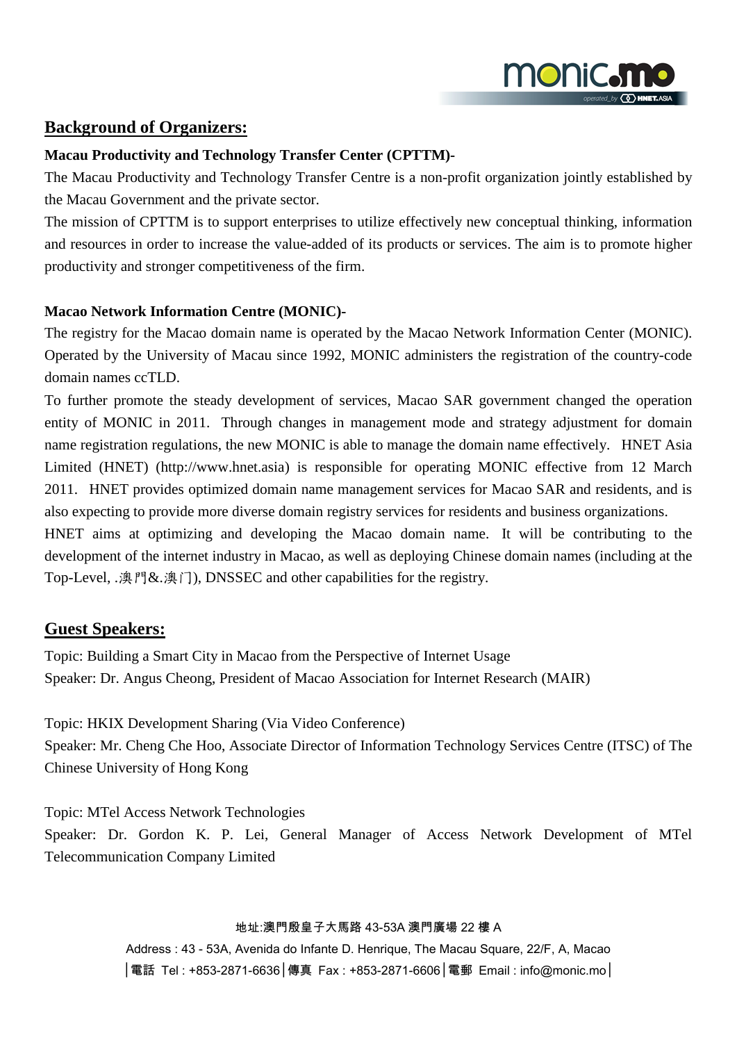## Background of Organizers:

**Macau Productivity and Technology Transfer Center (CPTTM)-**

The Macau Productivity and Technology Transfer Centre is a non-profit organization jointly established by the Macau Government and the private sector.

The mission of CPTTM is to support enterprises to utilize effectively new conceptual thinking, information and resources in order to increase the value-added of its products or services. The aim is to promote higher productivity and stronger competitiveness of the firm.

**Macao Network Information Centre (MONIC)-**

The registry for the Macao domain name is operated by the Macao Network Information Center (MONIC). Operated by the University of Macau since 1992, MONIC administers the registration of the country-code domain names ccTLD.

To further promote the steady development of services, Macao SAR government changed the operation entity of MONIC in 2011. Through changes in management mode and strategy adjustment for domain name registration regulations, the new MONIC is able to manage the domain name effectively. HNET Asia Limited (HNET) (http://www.hnet.asia) is responsible for operating MONIC effective from 12 March 2011. HNET provides optimized domain name management services for Macao SAR and residents, and is also expecting to provide more diverse domain registry services for residents and business organizations.

HNET aims at optimizing and developing the Macao domain name. It will be contributing to the development of the internet industry in Macao, as well as deploying Chinese domain names (including at the Top-Level, .澳門&.澳门), DNSSEC and other capabilities for the registry.

## Guest Speakers:

Topic: Building a Smart City in Macao from the Perspective of Internet Usage
Speaker: Dr. Angus Cheong, President of Macao Association for Internet Research (MAIR)

Topic: HKIX Development Sharing (Via Video Conference)
Speaker: Mr. Cheng Che Hoo, Associate Director of Information Technology Services Centre (ITSC) of The Chinese University of Hong Kong

Topic: MTel Access Network Technologies
Speaker: Dr. Gordon K. P. Lei, General Manager of Access Network Development of MTel Telecommunication Company Limited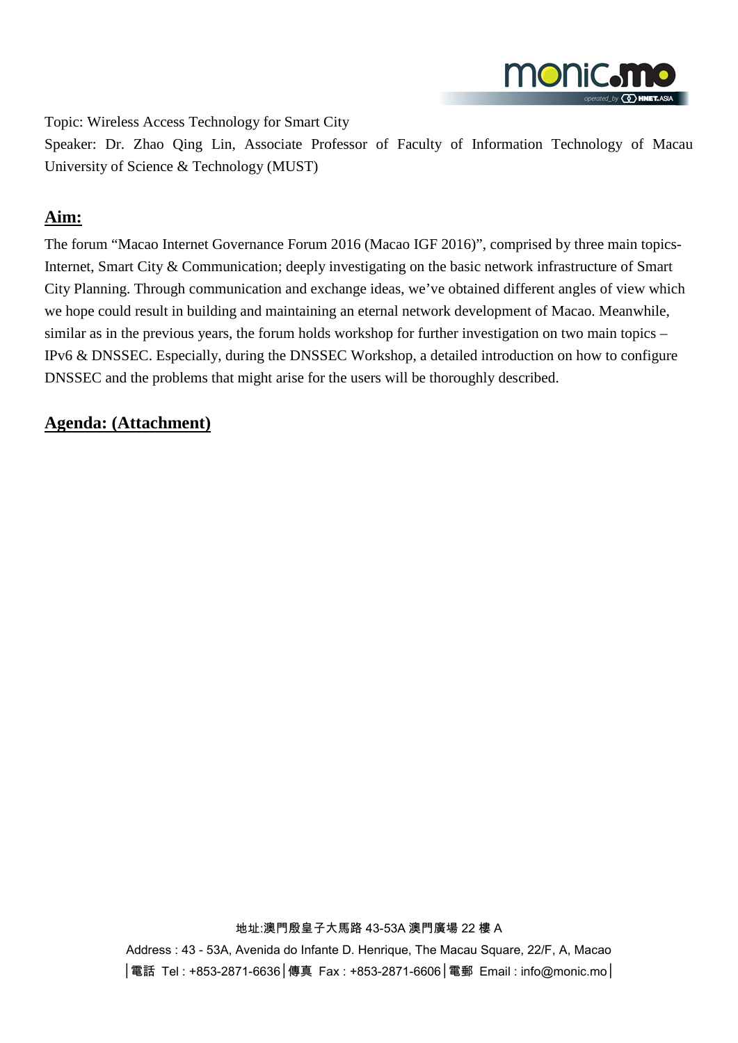Topic: Wireless Access Technology for Smart City

Speaker: Dr. Zhao Qing Lin, Associate Professor of Faculty of Information Technology of Macau University of Science & Technology (MUST)

## Aim:

The forum "Macao Internet Governance Forum 2016 (Macao IGF 2016)", comprised by three main topics- Internet, Smart City & Communication; deeply investigating on the basic network infrastructure of Smart City Planning. Through communication and exchange ideas, we've obtained different angles of view which we hope could result in building and maintaining an eternal network development of Macao. Meanwhile, similar as in the previous years, the forum holds workshop for further investigation on two main topics – IPv6 & DNSSEC. Especially, during the DNSSEC Workshop, a detailed introduction on how to configure DNSSEC and the problems that might arise for the users will be thoroughly described.

## Agenda: (Attachment)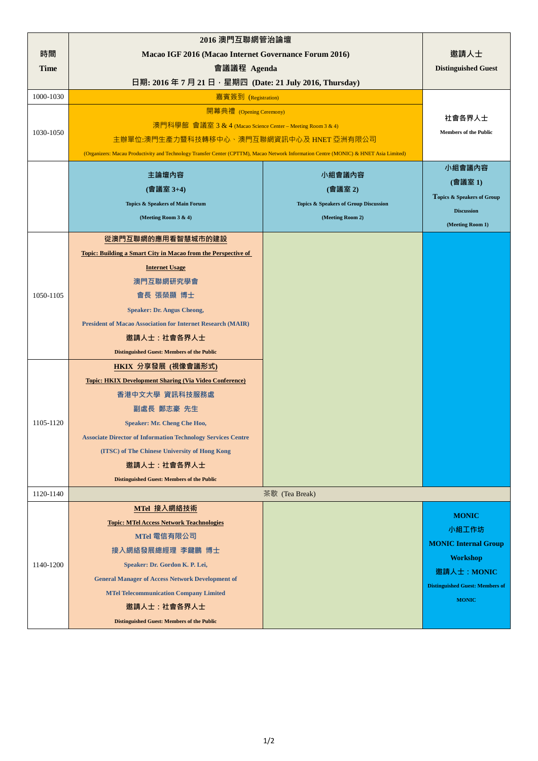| 時間<br>Time | 2016 澳門互聯網管治論壇<br>Macao IGF 2016 (Macao Internet Governance Forum 2016)<br>會議議程 Agenda<br>日期: 2016 年 7 月 21 日，星期四 (Date: 21 July 2016, Thursday) | | 邀請人士<br>Distinguished Guest |
|---|---|---|---|
| 1000-1030 | 嘉賓簽到 (Registration) | | |
| 1030-1050 | 開幕典禮 (Opening Ceremony)<br>澳門科學館 會議室 3 & 4 (Macao Science Center – Meeting Room 3 & 4)<br>主辦單位:澳門生產力暨科技轉移中心、澳門互聯網資訊中心及 HNET 亞洲有限公司<br>(Organizers: Macau Productivity and Technology Transfer Center (CPTTM), Macao Network Information Centre (MONIC) & HNET Asia Limited) | | 社會各界人士<br>Members of the Public |
| | 主論壇內容<br>(會議室 3+4)<br>Topics & Speakers of Main Forum<br>(Meeting Room 3 & 4) | 小組會議內容<br>(會議室 2)<br>Topics & Speakers of Group Discussion<br>(Meeting Room 2) | 小組會議內容<br>(會議室 1)<br>Topics & Speakers of Group Discussion<br>(Meeting Room 1) |
| 1050-1105 | **從澳門互聯網的應用看智慧城市的建設**<br>**Topic: Building a Smart City in Macao from the Perspective of Internet Usage**<br>澳門互聯網研究學會<br>會長 張榮顯 博士<br>Speaker: Dr. Angus Cheong,<br>President of Macao Association for Internet Research (MAIR)<br>邀請人士：社會各界人士<br>Distinguished Guest: Members of the Public | | |
| 1105-1120 | **HKIX 分享發展 (視像會議形式)**<br>**Topic: HKIX Development Sharing (Via Video Conference)**<br>香港中文大學 資訊科技服務處<br>副處長 鄭志豪 先生<br>Speaker: Mr. Cheng Che Hoo,<br>Associate Director of Information Technology Services Centre (ITSC) of The Chinese University of Hong Kong<br>邀請人士：社會各界人士<br>Distinguished Guest: Members of the Public | | |
| 1120-1140 | 茶歇 (Tea Break) | | |
| 1140-1200 | **MTel 接入網絡技術**<br>**Topic: MTel Access Network Technologies**<br>MTel 電信有限公司<br>接入網絡發展總經理 李鍵鵬 博士<br>Speaker: Dr. Gordon K. P. Lei,<br>General Manager of Access Network Development of MTel Telecommunication Company Limited<br>邀請人士：社會各界人士<br>Distinguished Guest: Members of the Public | | MONIC<br>小組工作坊<br>MONIC Internal Group Workshop<br>邀請人士：MONIC<br>Distinguished Guest: Members of MONIC |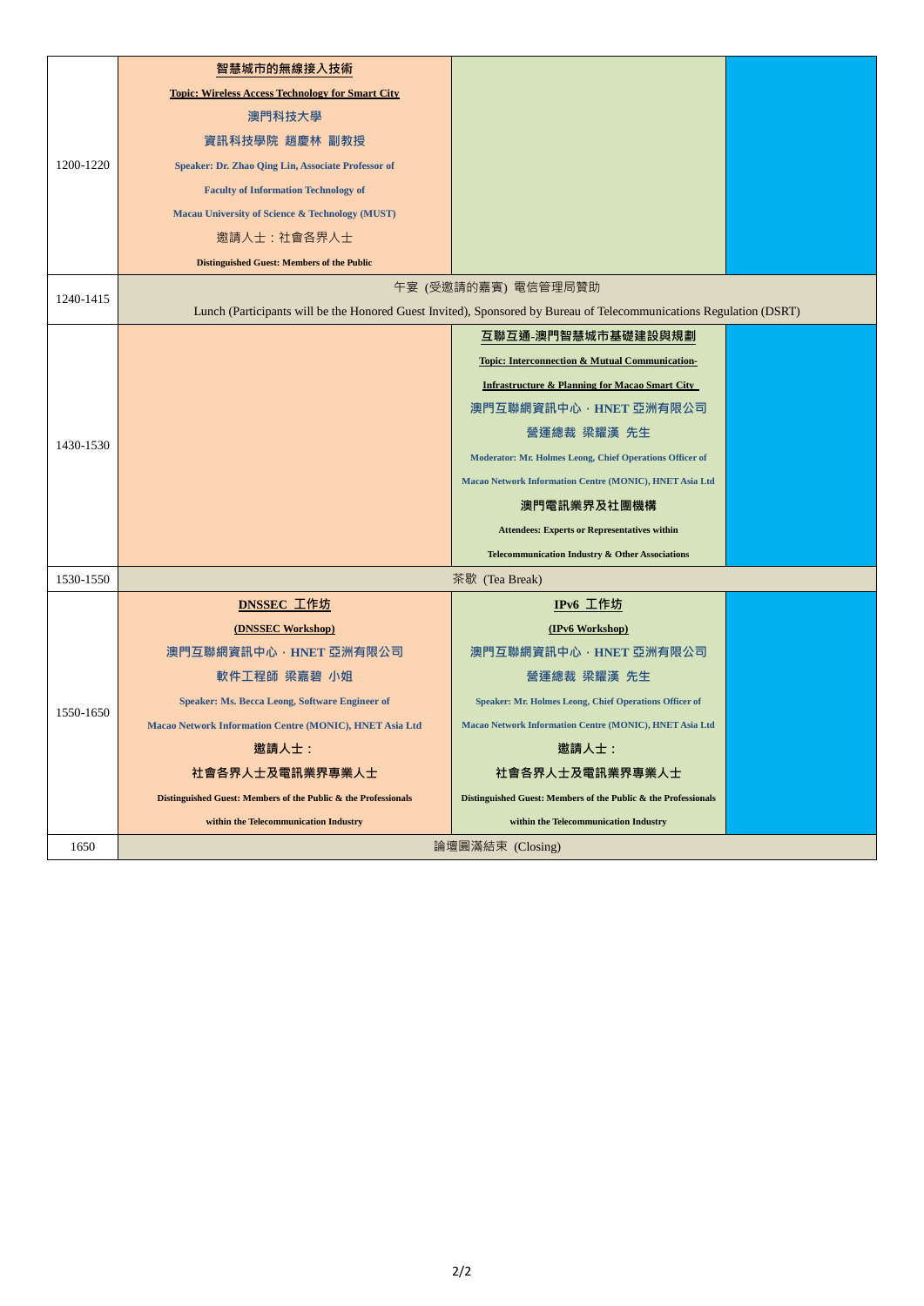| | | | |
|---|---|---|---|
| 1200-1220 | **智慧城市的無線接入技術**<br>**Topic: Wireless Access Technology for Smart City**<br>**澳門科技大學**<br>**資訊科技學院 趙慶林 副教授**<br>**Speaker: Dr. Zhao Qing Lin, Associate Professor of Faculty of Information Technology of Macau University of Science & Technology (MUST)**<br>邀請人士：社會各界人士<br>**Distinguished Guest: Members of the Public** | | |
| 1240-1415 | 午宴 (受邀請的嘉賓) 電信管理局贊助<br>Lunch (Participants will be the Honored Guest Invited), Sponsored by Bureau of Telecommunications Regulation (DSRT) | | |
| 1430-1530 | | **互聯互通-澳門智慧城市基礎建設與規劃**<br>**Topic: Interconnection & Mutual Communication-Infrastructure & Planning for Macao Smart City**<br>**澳門互聯網資訊中心・HNET 亞洲有限公司**<br>**營運總裁 梁耀漢 先生**<br>**Moderator: Mr. Holmes Leong, Chief Operations Officer of Macao Network Information Centre (MONIC), HNET Asia Ltd**<br>**澳門電訊業界及社團機構**<br>**Attendees: Experts or Representatives within Telecommunication Industry & Other Associations** | |
| 1530-1550 | 茶歇 (Tea Break) | | |
| 1550-1650 | **DNSSEC 工作坊**<br>**(DNSSEC Workshop)**<br>**澳門互聯網資訊中心・HNET 亞洲有限公司**<br>**軟件工程師 梁嘉碧 小姐**<br>**Speaker: Ms. Becca Leong, Software Engineer of Macao Network Information Centre (MONIC), HNET Asia Ltd**<br>**邀請人士：**<br>**社會各界人士及電訊業界專業人士**<br>**Distinguished Guest: Members of the Public & the Professionals within the Telecommunication Industry** | **IPv6 工作坊**<br>**(IPv6 Workshop)**<br>**澳門互聯網資訊中心・HNET 亞洲有限公司**<br>**營運總裁 梁耀漢 先生**<br>**Speaker: Mr. Holmes Leong, Chief Operations Officer of Macao Network Information Centre (MONIC), HNET Asia Ltd**<br>**邀請人士：**<br>**社會各界人士及電訊業界專業人士**<br>**Distinguished Guest: Members of the Public & the Professionals within the Telecommunication Industry** | |
| 1650 | 論壇圓滿結束 (Closing) | | |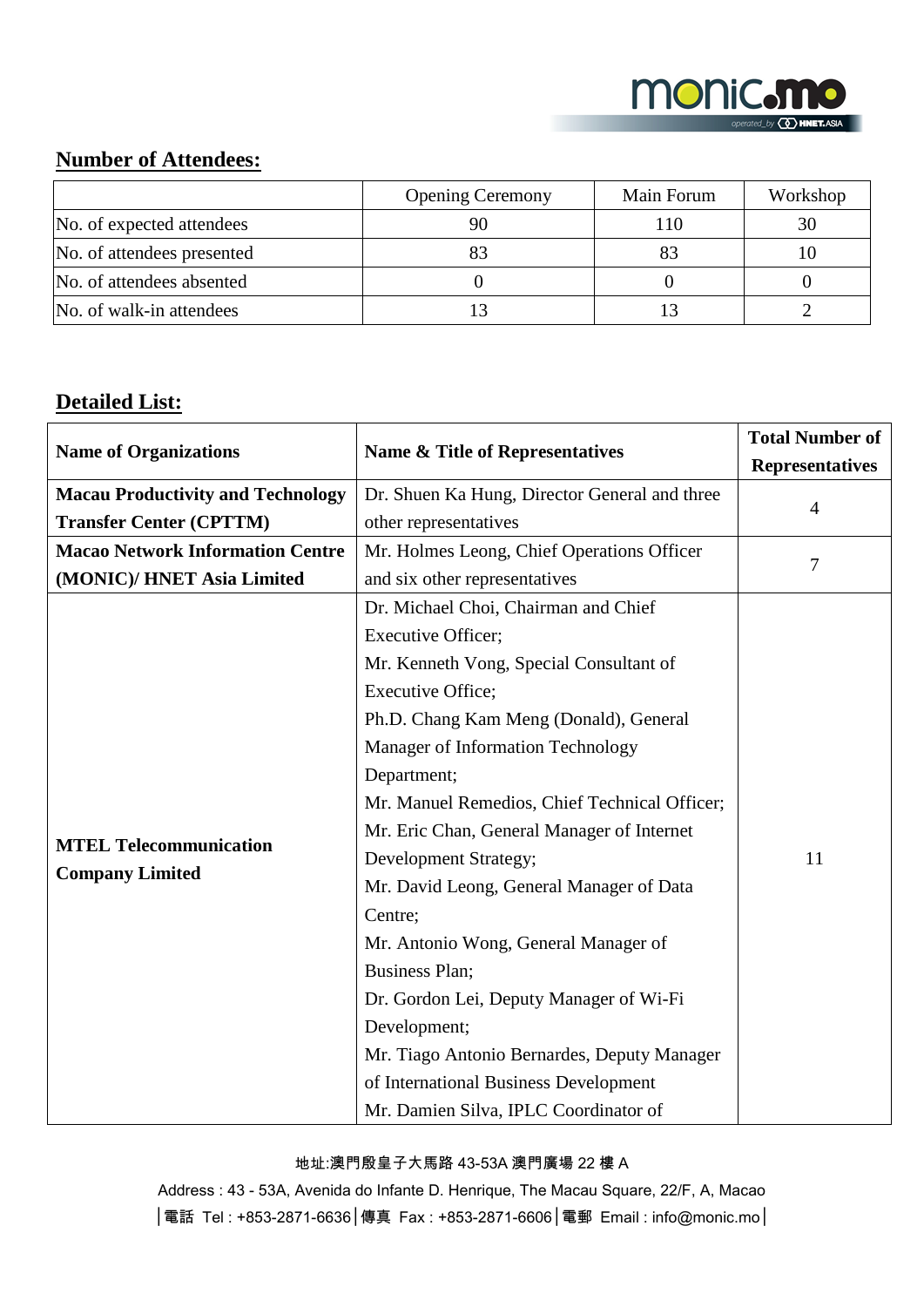## Number of Attendees:

| | Opening Ceremony | Main Forum | Workshop |
|---|---|---|---|
| No. of expected attendees | 90 | 110 | 30 |
| No. of attendees presented | 83 | 83 | 10 |
| No. of attendees absented | 0 | 0 | 0 |
| No. of walk-in attendees | 13 | 13 | 2 |

## Detailed List:

| **Name of Organizations** | **Name & Title of Representatives** | **Total Number of Representatives** |
|---|---|---|
| **Macau Productivity and Technology Transfer Center (CPTTM)** | Dr. Shuen Ka Hung, Director General and three other representatives | 4 |
| **Macao Network Information Centre (MONIC)/ HNET Asia Limited** | Mr. Holmes Leong, Chief Operations Officer and six other representatives | 7 |
| **MTEL Telecommunication Company Limited** | Dr. Michael Choi, Chairman and Chief Executive Officer; Mr. Kenneth Vong, Special Consultant of Executive Office; Ph.D. Chang Kam Meng (Donald), General Manager of Information Technology Department; Mr. Manuel Remedios, Chief Technical Officer; Mr. Eric Chan, General Manager of Internet Development Strategy; Mr. David Leong, General Manager of Data Centre; Mr. Antonio Wong, General Manager of Business Plan; Dr. Gordon Lei, Deputy Manager of Wi-Fi Development; Mr. Tiago Antonio Bernardes, Deputy Manager of International Business Development Mr. Damien Silva, IPLC Coordinator of | 11 |

地址:澳門殷皇子大馬路 43-53A 澳門廣場 22 樓 A

Address : 43 - 53A, Avenida do Infante D. Henrique, The Macau Square, 22/F, A, Macao

│電話 Tel : +853-2871-6636│傳真 Fax : +853-2871-6606│電郵 Email : info@monic.mo│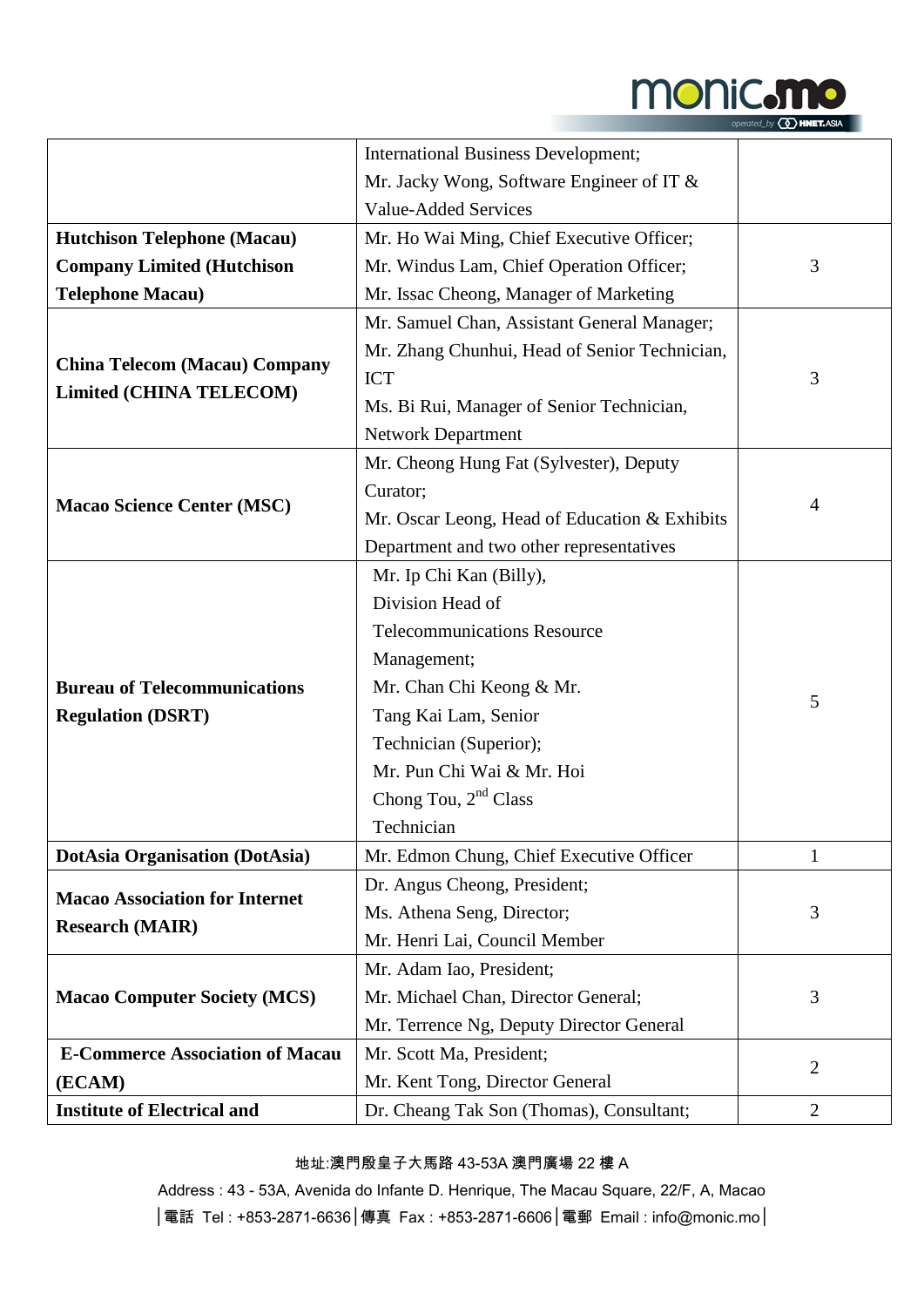| | | |
|---|---|---|
| | International Business Development; Mr. Jacky Wong, Software Engineer of IT & Value-Added Services | |
| **Hutchison Telephone (Macau) Company Limited (Hutchison Telephone Macau)** | Mr. Ho Wai Ming, Chief Executive Officer; Mr. Windus Lam, Chief Operation Officer; Mr. Issac Cheong, Manager of Marketing | 3 |
| **China Telecom (Macau) Company Limited (CHINA TELECOM)** | Mr. Samuel Chan, Assistant General Manager; Mr. Zhang Chunhui, Head of Senior Technician, ICT Ms. Bi Rui, Manager of Senior Technician, Network Department | 3 |
| **Macao Science Center (MSC)** | Mr. Cheong Hung Fat (Sylvester), Deputy Curator; Mr. Oscar Leong, Head of Education & Exhibits Department and two other representatives | 4 |
| **Bureau of Telecommunications Regulation (DSRT)** | Mr. Ip Chi Kan (Billy), Division Head of Telecommunications Resource Management; Mr. Chan Chi Keong & Mr. Tang Kai Lam, Senior Technician (Superior); Mr. Pun Chi Wai & Mr. Hoi Chong Tou, 2nd Class Technician | 5 |
| **DotAsia Organisation (DotAsia)** | Mr. Edmon Chung, Chief Executive Officer | 1 |
| **Macao Association for Internet Research (MAIR)** | Dr. Angus Cheong, President; Ms. Athena Seng, Director; Mr. Henri Lai, Council Member | 3 |
| **Macao Computer Society (MCS)** | Mr. Adam Iao, President; Mr. Michael Chan, Director General; Mr. Terrence Ng, Deputy Director General | 3 |
| **E-Commerce Association of Macau (ECAM)** | Mr. Scott Ma, President; Mr. Kent Tong, Director General | 2 |
| **Institute of Electrical and** | Dr. Cheang Tak Son (Thomas), Consultant; | 2 |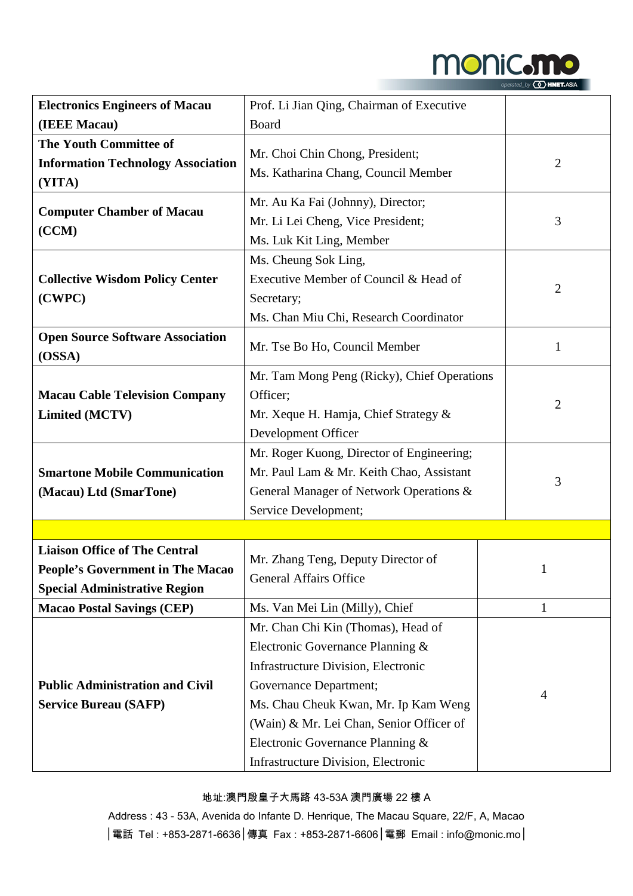| | | |
|---|---|---|
| **Electronics Engineers of Macau (IEEE Macau)** | Prof. Li Jian Qing, Chairman of Executive Board | |
| **The Youth Committee of Information Technology Association (YITA)** | Mr. Choi Chin Chong, President; Ms. Katharina Chang, Council Member | 2 |
| **Computer Chamber of Macau (CCM)** | Mr. Au Ka Fai (Johnny), Director; Mr. Li Lei Cheng, Vice President; Ms. Luk Kit Ling, Member | 3 |
| **Collective Wisdom Policy Center (CWPC)** | Ms. Cheung Sok Ling, Executive Member of Council & Head of Secretary; Ms. Chan Miu Chi, Research Coordinator | 2 |
| **Open Source Software Association (OSSA)** | Mr. Tse Bo Ho, Council Member | 1 |
| **Macau Cable Television Company Limited (MCTV)** | Mr. Tam Mong Peng (Ricky), Chief Operations Officer; Mr. Xeque H. Hamja, Chief Strategy & Development Officer | 2 |
| **Smartone Mobile Communication (Macau) Ltd (SmarTone)** | Mr. Roger Kuong, Director of Engineering; Mr. Paul Lam & Mr. Keith Chao, Assistant General Manager of Network Operations & Service Development; | 3 |
| | | |
| **Liaison Office of The Central People's Government in The Macao Special Administrative Region** | Mr. Zhang Teng, Deputy Director of General Affairs Office | 1 |
| **Macao Postal Savings (CEP)** | Ms. Van Mei Lin (Milly), Chief | 1 |
| **Public Administration and Civil Service Bureau (SAFP)** | Mr. Chan Chi Kin (Thomas), Head of Electronic Governance Planning & Infrastructure Division, Electronic Governance Department; Ms. Chau Cheuk Kwan, Mr. Ip Kam Weng (Wain) & Mr. Lei Chan, Senior Officer of Electronic Governance Planning & Infrastructure Division, Electronic | 4 |

地址:澳門殷皇子大馬路 43-53A 澳門廣場 22 樓 A

Address : 43 - 53A, Avenida do Infante D. Henrique, The Macau Square, 22/F, A, Macao

|電話 Tel : +853-2871-6636|傳真 Fax : +853-2871-6606|電郵 Email : info@monic.mo|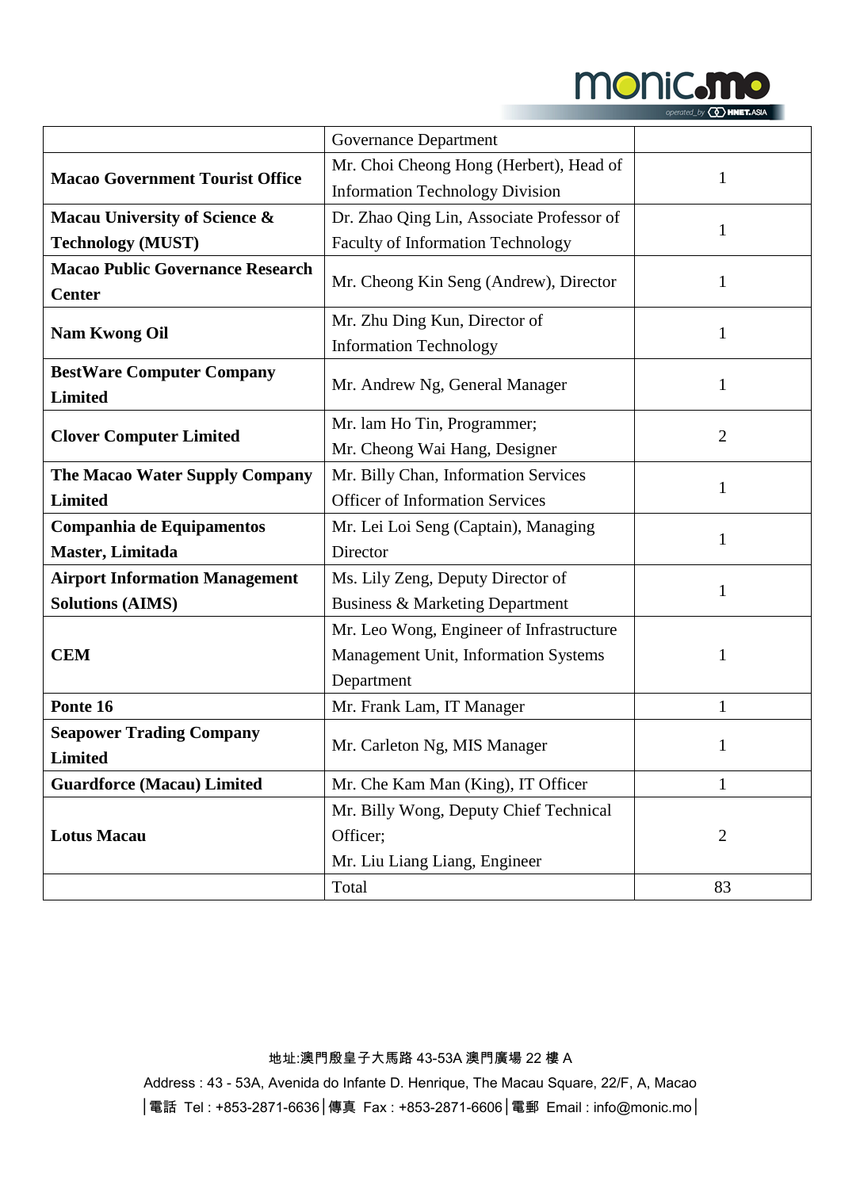|  |  |  |
|---|---|---|
|  | Governance Department |  |
| **Macao Government Tourist Office** | Mr. Choi Cheong Hong (Herbert), Head of Information Technology Division | 1 |
| **Macau University of Science & Technology (MUST)** | Dr. Zhao Qing Lin, Associate Professor of Faculty of Information Technology | 1 |
| **Macao Public Governance Research Center** | Mr. Cheong Kin Seng (Andrew), Director | 1 |
| **Nam Kwong Oil** | Mr. Zhu Ding Kun, Director of Information Technology | 1 |
| **BestWare Computer Company Limited** | Mr. Andrew Ng, General Manager | 1 |
| **Clover Computer Limited** | Mr. lam Ho Tin, Programmer; Mr. Cheong Wai Hang, Designer | 2 |
| **The Macao Water Supply Company Limited** | Mr. Billy Chan, Information Services Officer of Information Services | 1 |
| **Companhia de Equipamentos Master, Limitada** | Mr. Lei Loi Seng (Captain), Managing Director | 1 |
| **Airport Information Management Solutions (AIMS)** | Ms. Lily Zeng, Deputy Director of Business & Marketing Department | 1 |
| **CEM** | Mr. Leo Wong, Engineer of Infrastructure Management Unit, Information Systems Department | 1 |
| **Ponte 16** | Mr. Frank Lam, IT Manager | 1 |
| **Seapower Trading Company Limited** | Mr. Carleton Ng, MIS Manager | 1 |
| **Guardforce (Macau) Limited** | Mr. Che Kam Man (King), IT Officer | 1 |
| **Lotus Macau** | Mr. Billy Wong, Deputy Chief Technical Officer; Mr. Liu Liang Liang, Engineer | 2 |
|  | Total | 83 |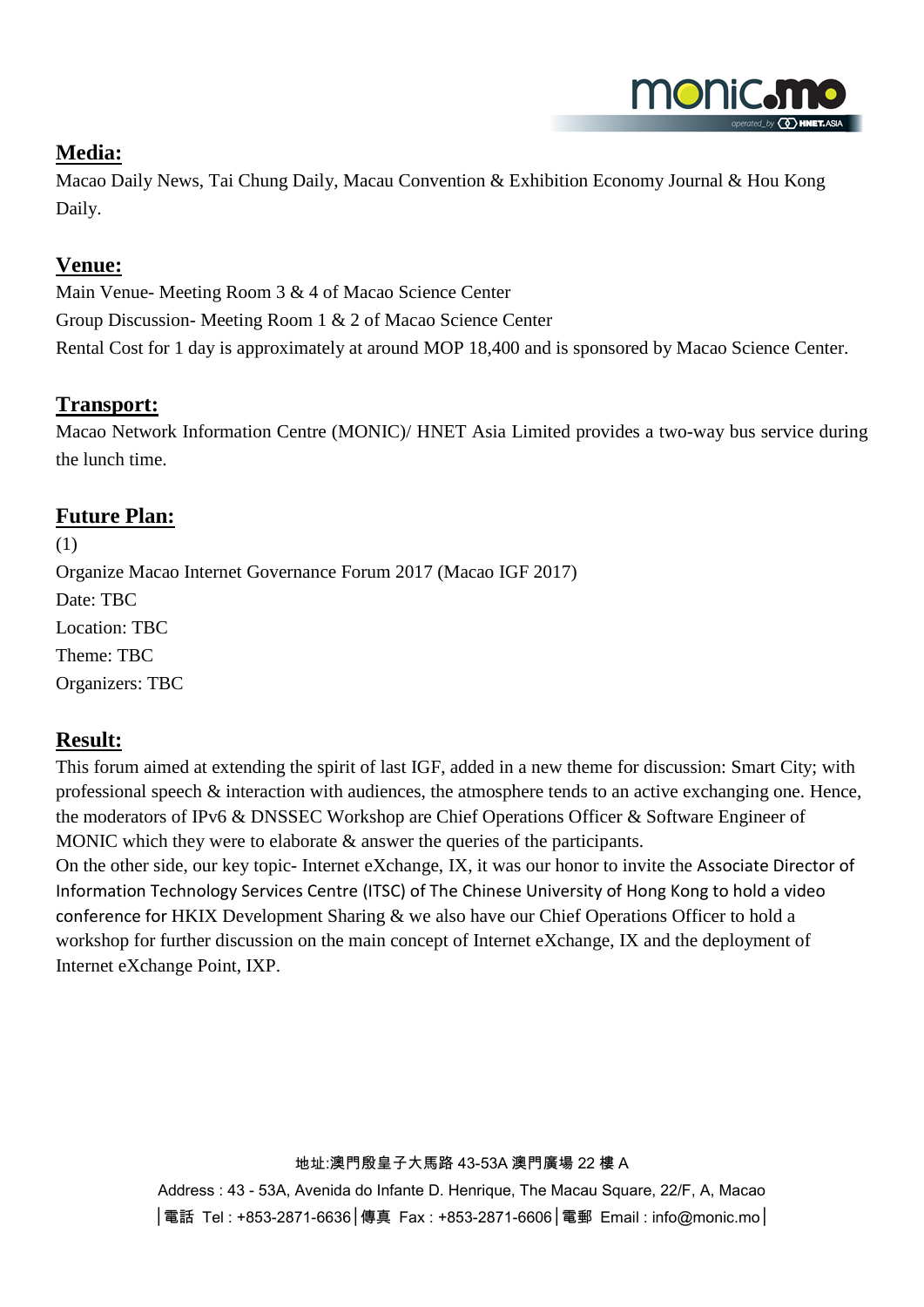## Media:

Macao Daily News, Tai Chung Daily, Macau Convention & Exhibition Economy Journal & Hou Kong Daily.

## Venue:

Main Venue- Meeting Room 3 & 4 of Macao Science Center
Group Discussion- Meeting Room 1 & 2 of Macao Science Center
Rental Cost for 1 day is approximately at around MOP 18,400 and is sponsored by Macao Science Center.

## Transport:

Macao Network Information Centre (MONIC)/ HNET Asia Limited provides a two-way bus service during the lunch time.

## Future Plan:

(1)
Organize Macao Internet Governance Forum 2017 (Macao IGF 2017)
Date: TBC
Location: TBC
Theme: TBC
Organizers: TBC

## Result:

This forum aimed at extending the spirit of last IGF, added in a new theme for discussion: Smart City; with professional speech & interaction with audiences, the atmosphere tends to an active exchanging one. Hence, the moderators of IPv6 & DNSSEC Workshop are Chief Operations Officer & Software Engineer of MONIC which they were to elaborate & answer the queries of the participants.
On the other side, our key topic- Internet eXchange, IX, it was our honor to invite the Associate Director of Information Technology Services Centre (ITSC) of The Chinese University of Hong Kong to hold a video conference for HKIX Development Sharing & we also have our Chief Operations Officer to hold a workshop for further discussion on the main concept of Internet eXchange, IX and the deployment of Internet eXchange Point, IXP.